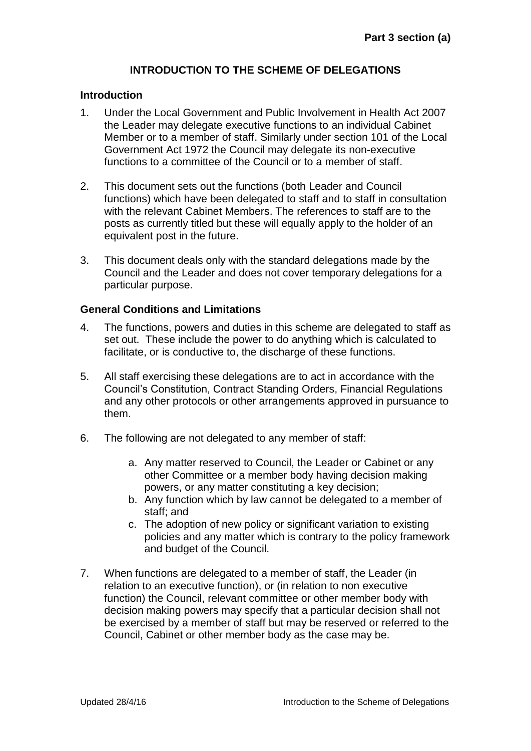**Part 3 section (a)**

# INTRODUCTION TO THE SCHEME OF DELEGATIONS

## Introduction

1. Under the Local Government and Public Involvement in Health Act 2007 the Leader may delegate executive functions to an individual Cabinet Member or to a member of staff. Similarly under section 101 of the Local Government Act 1972 the Council may delegate its non-executive functions to a committee of the Council or to a member of staff.

2. This document sets out the functions (both Leader and Council functions) which have been delegated to staff and to staff in consultation with the relevant Cabinet Members. The references to staff are to the posts as currently titled but these will equally apply to the holder of an equivalent post in the future.

3. This document deals only with the standard delegations made by the Council and the Leader and does not cover temporary delegations for a particular purpose.

## General Conditions and Limitations

4. The functions, powers and duties in this scheme are delegated to staff as set out. These include the power to do anything which is calculated to facilitate, or is conductive to, the discharge of these functions.

5. All staff exercising these delegations are to act in accordance with the Council's Constitution, Contract Standing Orders, Financial Regulations and any other protocols or other arrangements approved in pursuance to them.

6. The following are not delegated to any member of staff:

    a. Any matter reserved to Council, the Leader or Cabinet or any other Committee or a member body having decision making powers, or any matter constituting a key decision;
    b. Any function which by law cannot be delegated to a member of staff; and
    c. The adoption of new policy or significant variation to existing policies and any matter which is contrary to the policy framework and budget of the Council.

7. When functions are delegated to a member of staff, the Leader (in relation to an executive function), or (in relation to non executive function) the Council, relevant committee or other member body with decision making powers may specify that a particular decision shall not be exercised by a member of staff but may be reserved or referred to the Council, Cabinet or other member body as the case may be.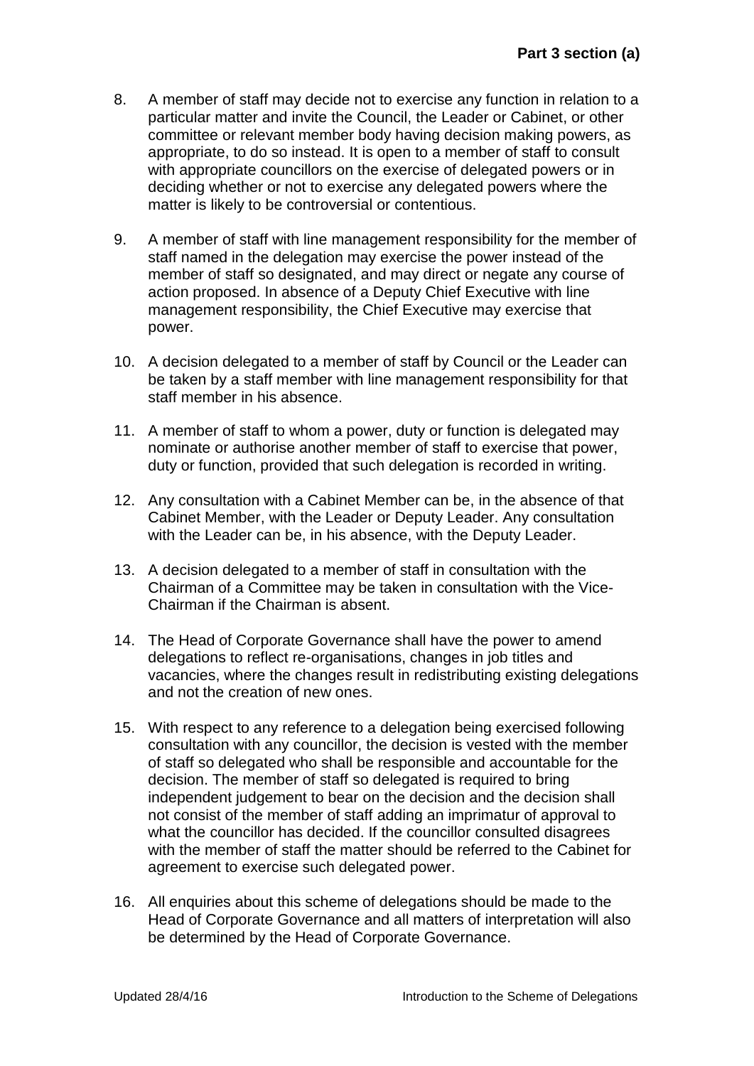8. A member of staff may decide not to exercise any function in relation to a particular matter and invite the Council, the Leader or Cabinet, or other committee or relevant member body having decision making powers, as appropriate, to do so instead. It is open to a member of staff to consult with appropriate councillors on the exercise of delegated powers or in deciding whether or not to exercise any delegated powers where the matter is likely to be controversial or contentious.

9. A member of staff with line management responsibility for the member of staff named in the delegation may exercise the power instead of the member of staff so designated, and may direct or negate any course of action proposed. In absence of a Deputy Chief Executive with line management responsibility, the Chief Executive may exercise that power.

10. A decision delegated to a member of staff by Council or the Leader can be taken by a staff member with line management responsibility for that staff member in his absence.

11. A member of staff to whom a power, duty or function is delegated may nominate or authorise another member of staff to exercise that power, duty or function, provided that such delegation is recorded in writing.

12. Any consultation with a Cabinet Member can be, in the absence of that Cabinet Member, with the Leader or Deputy Leader. Any consultation with the Leader can be, in his absence, with the Deputy Leader.

13. A decision delegated to a member of staff in consultation with the Chairman of a Committee may be taken in consultation with the Vice-Chairman if the Chairman is absent.

14. The Head of Corporate Governance shall have the power to amend delegations to reflect re-organisations, changes in job titles and vacancies, where the changes result in redistributing existing delegations and not the creation of new ones.

15. With respect to any reference to a delegation being exercised following consultation with any councillor, the decision is vested with the member of staff so delegated who shall be responsible and accountable for the decision. The member of staff so delegated is required to bring independent judgement to bear on the decision and the decision shall not consist of the member of staff adding an imprimatur of approval to what the councillor has decided. If the councillor consulted disagrees with the member of staff the matter should be referred to the Cabinet for agreement to exercise such delegated power.

16. All enquiries about this scheme of delegations should be made to the Head of Corporate Governance and all matters of interpretation will also be determined by the Head of Corporate Governance.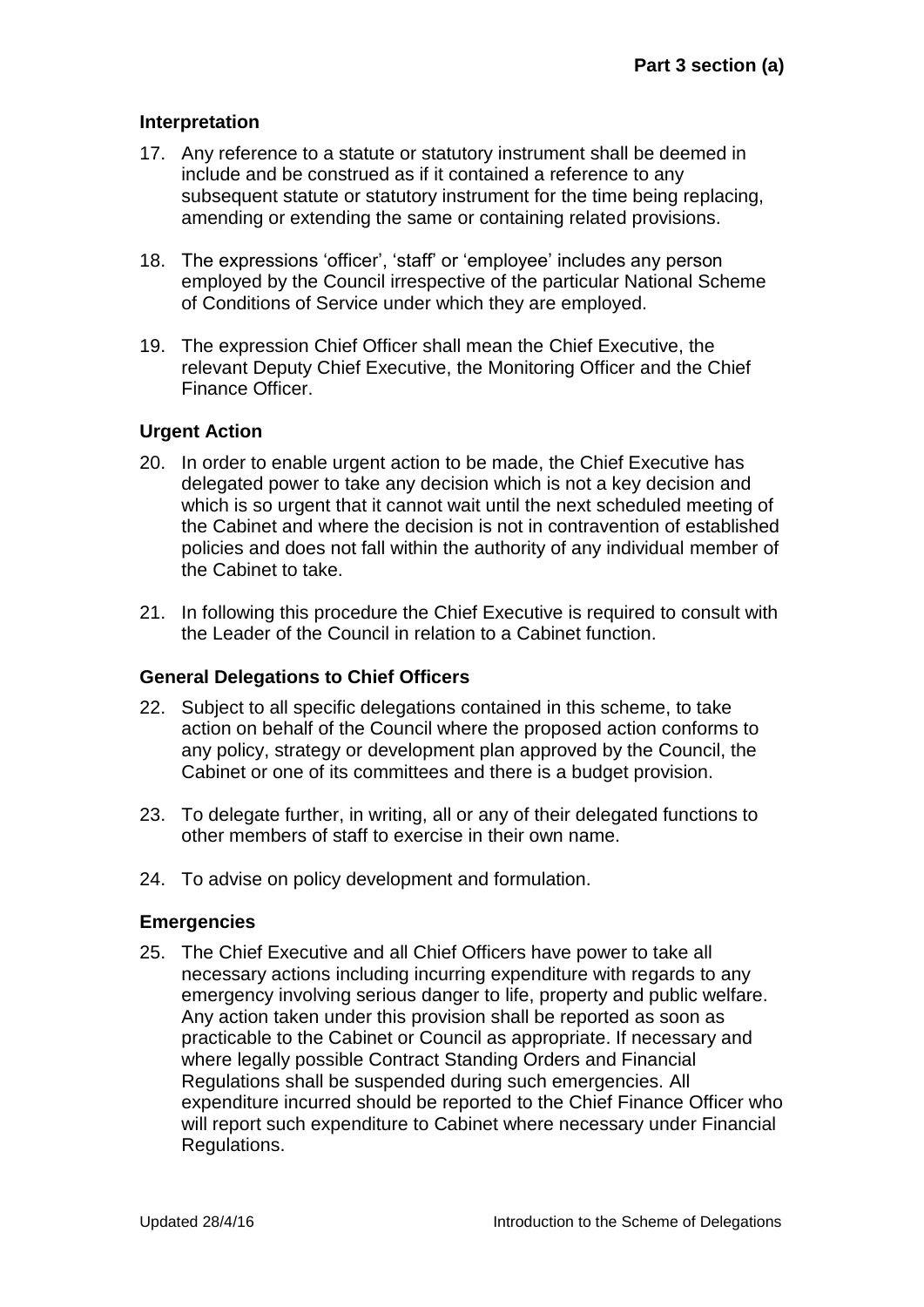## Interpretation

17. Any reference to a statute or statutory instrument shall be deemed in include and be construed as if it contained a reference to any subsequent statute or statutory instrument for the time being replacing, amending or extending the same or containing related provisions.

18. The expressions 'officer', 'staff' or 'employee' includes any person employed by the Council irrespective of the particular National Scheme of Conditions of Service under which they are employed.

19. The expression Chief Officer shall mean the Chief Executive, the relevant Deputy Chief Executive, the Monitoring Officer and the Chief Finance Officer.

## Urgent Action

20. In order to enable urgent action to be made, the Chief Executive has delegated power to take any decision which is not a key decision and which is so urgent that it cannot wait until the next scheduled meeting of the Cabinet and where the decision is not in contravention of established policies and does not fall within the authority of any individual member of the Cabinet to take.

21. In following this procedure the Chief Executive is required to consult with the Leader of the Council in relation to a Cabinet function.

## General Delegations to Chief Officers

22. Subject to all specific delegations contained in this scheme, to take action on behalf of the Council where the proposed action conforms to any policy, strategy or development plan approved by the Council, the Cabinet or one of its committees and there is a budget provision.

23. To delegate further, in writing, all or any of their delegated functions to other members of staff to exercise in their own name.

24. To advise on policy development and formulation.

## Emergencies

25. The Chief Executive and all Chief Officers have power to take all necessary actions including incurring expenditure with regards to any emergency involving serious danger to life, property and public welfare. Any action taken under this provision shall be reported as soon as practicable to the Cabinet or Council as appropriate. If necessary and where legally possible Contract Standing Orders and Financial Regulations shall be suspended during such emergencies. All expenditure incurred should be reported to the Chief Finance Officer who will report such expenditure to Cabinet where necessary under Financial Regulations.